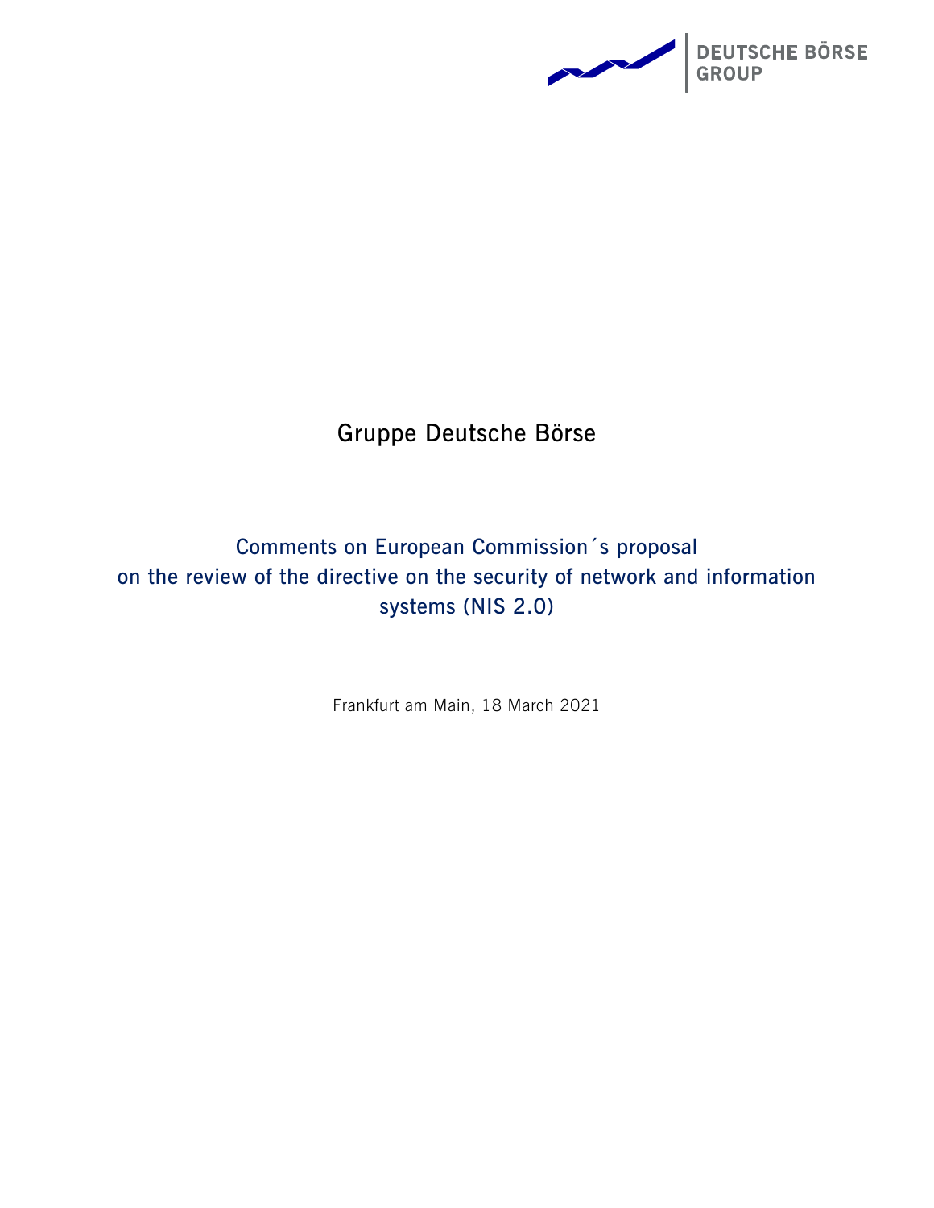# Gruppe Deutsche Börse

## Comments on European Commission´s proposal on the review of the directive on the security of network and information systems (NIS 2.0)

Frankfurt am Main, 18 March 2021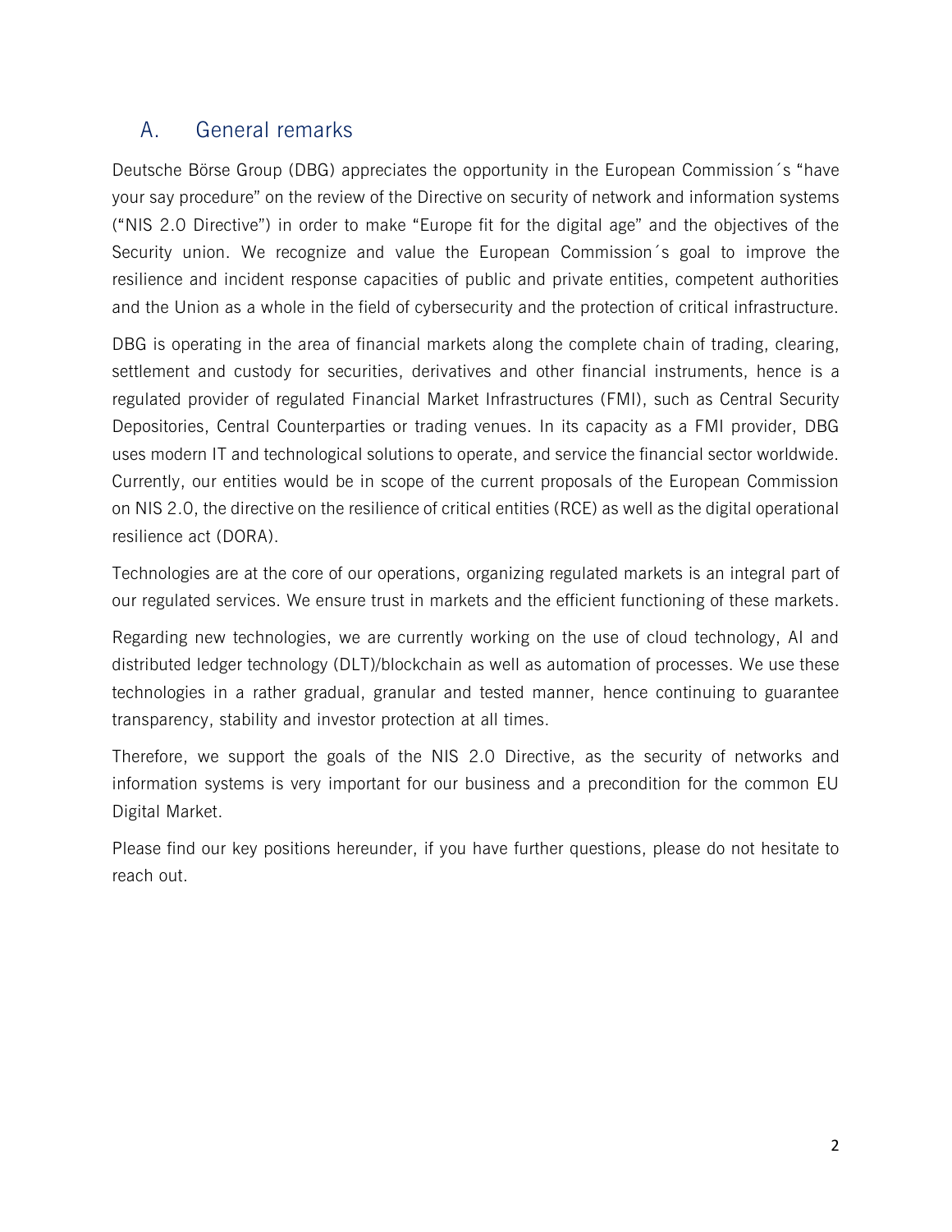## A. General remarks

Deutsche Börse Group (DBG) appreciates the opportunity in the European Commission´s "have your say procedure" on the review of the Directive on security of network and information systems ("NIS 2.0 Directive") in order to make "Europe fit for the digital age" and the objectives of the Security union. We recognize and value the European Commission´s goal to improve the resilience and incident response capacities of public and private entities, competent authorities and the Union as a whole in the field of cybersecurity and the protection of critical infrastructure.

DBG is operating in the area of financial markets along the complete chain of trading, clearing, settlement and custody for securities, derivatives and other financial instruments, hence is a regulated provider of regulated Financial Market Infrastructures (FMI), such as Central Security Depositories, Central Counterparties or trading venues. In its capacity as a FMI provider, DBG uses modern IT and technological solutions to operate, and service the financial sector worldwide. Currently, our entities would be in scope of the current proposals of the European Commission on NIS 2.0, the directive on the resilience of critical entities (RCE) as well as the digital operational resilience act (DORA).

Technologies are at the core of our operations, organizing regulated markets is an integral part of our regulated services. We ensure trust in markets and the efficient functioning of these markets.

Regarding new technologies, we are currently working on the use of cloud technology, AI and distributed ledger technology (DLT)/blockchain as well as automation of processes. We use these technologies in a rather gradual, granular and tested manner, hence continuing to guarantee transparency, stability and investor protection at all times.

Therefore, we support the goals of the NIS 2.0 Directive, as the security of networks and information systems is very important for our business and a precondition for the common EU Digital Market.

Please find our key positions hereunder, if you have further questions, please do not hesitate to reach out.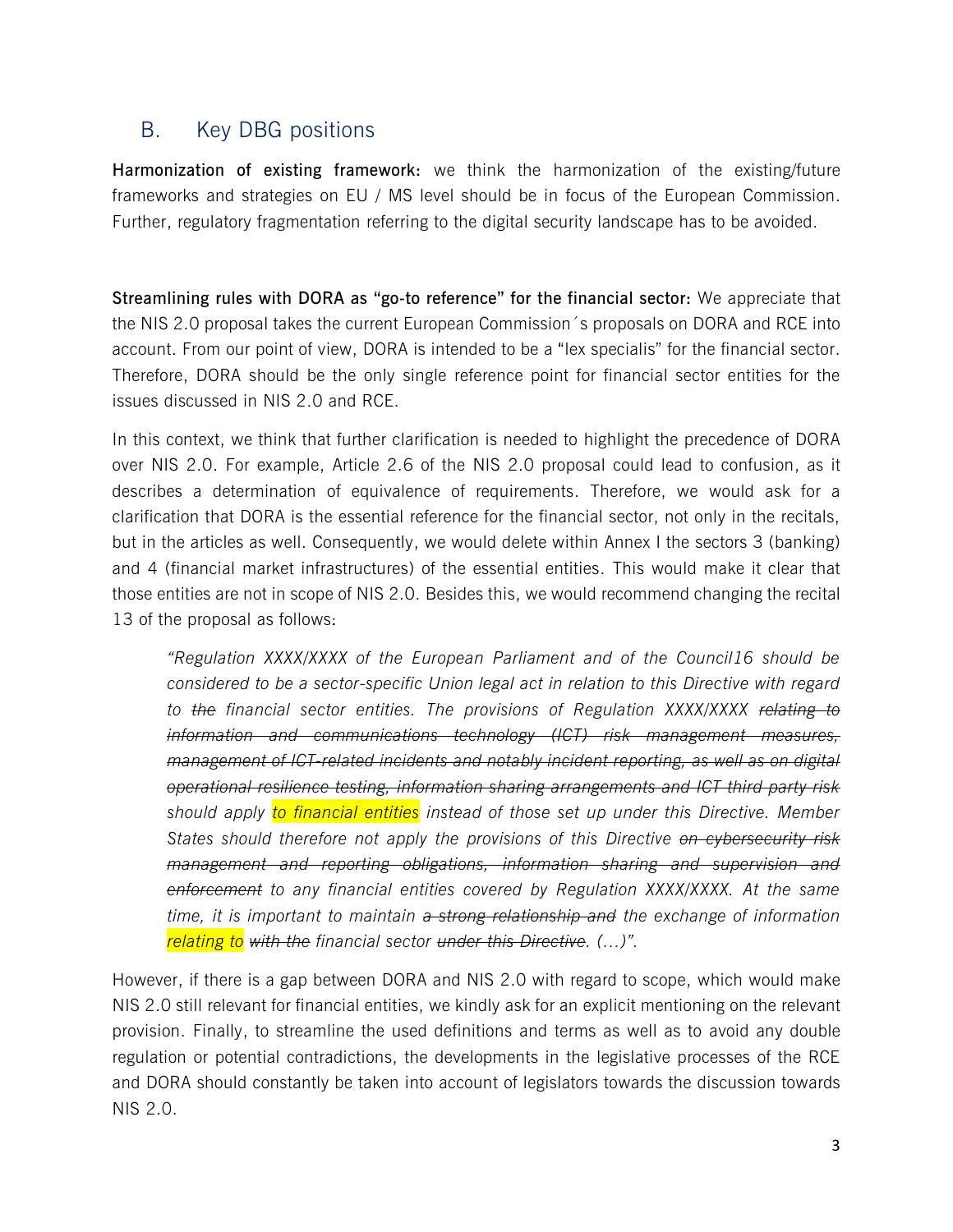## B. Key DBG positions

**Harmonization of existing framework:** we think the harmonization of the existing/future frameworks and strategies on EU / MS level should be in focus of the European Commission. Further, regulatory fragmentation referring to the digital security landscape has to be avoided.

**Streamlining rules with DORA as "go-to reference" for the financial sector:** We appreciate that the NIS 2.0 proposal takes the current European Commission´s proposals on DORA and RCE into account. From our point of view, DORA is intended to be a "lex specialis" for the financial sector. Therefore, DORA should be the only single reference point for financial sector entities for the issues discussed in NIS 2.0 and RCE.

In this context, we think that further clarification is needed to highlight the precedence of DORA over NIS 2.0. For example, Article 2.6 of the NIS 2.0 proposal could lead to confusion, as it describes a determination of equivalence of requirements. Therefore, we would ask for a clarification that DORA is the essential reference for the financial sector, not only in the recitals, but in the articles as well. Consequently, we would delete within Annex I the sectors 3 (banking) and 4 (financial market infrastructures) of the essential entities. This would make it clear that those entities are not in scope of NIS 2.0. Besides this, we would recommend changing the recital 13 of the proposal as follows:

> *"Regulation XXXX/XXXX of the European Parliament and of the Council16 should be considered to be a sector-specific Union legal act in relation to this Directive with regard to ~~the~~ financial sector entities. The provisions of Regulation XXXX/XXXX ~~relating to information and communications technology (ICT) risk management measures, management of ICT-related incidents and notably incident reporting, as well as on digital operational resilience testing, information sharing arrangements and ICT third party risk~~ should apply to financial entities instead of those set up under this Directive. Member States should therefore not apply the provisions of this Directive ~~on cybersecurity risk management and reporting obligations, information sharing and supervision and enforcement~~ to any financial entities covered by Regulation XXXX/XXXX. At the same time, it is important to maintain ~~a strong relationship and~~ the exchange of information relating to ~~with the~~ financial sector ~~under this Directive~~. (…)".*

However, if there is a gap between DORA and NIS 2.0 with regard to scope, which would make NIS 2.0 still relevant for financial entities, we kindly ask for an explicit mentioning on the relevant provision. Finally, to streamline the used definitions and terms as well as to avoid any double regulation or potential contradictions, the developments in the legislative processes of the RCE and DORA should constantly be taken into account of legislators towards the discussion towards NIS 2.0.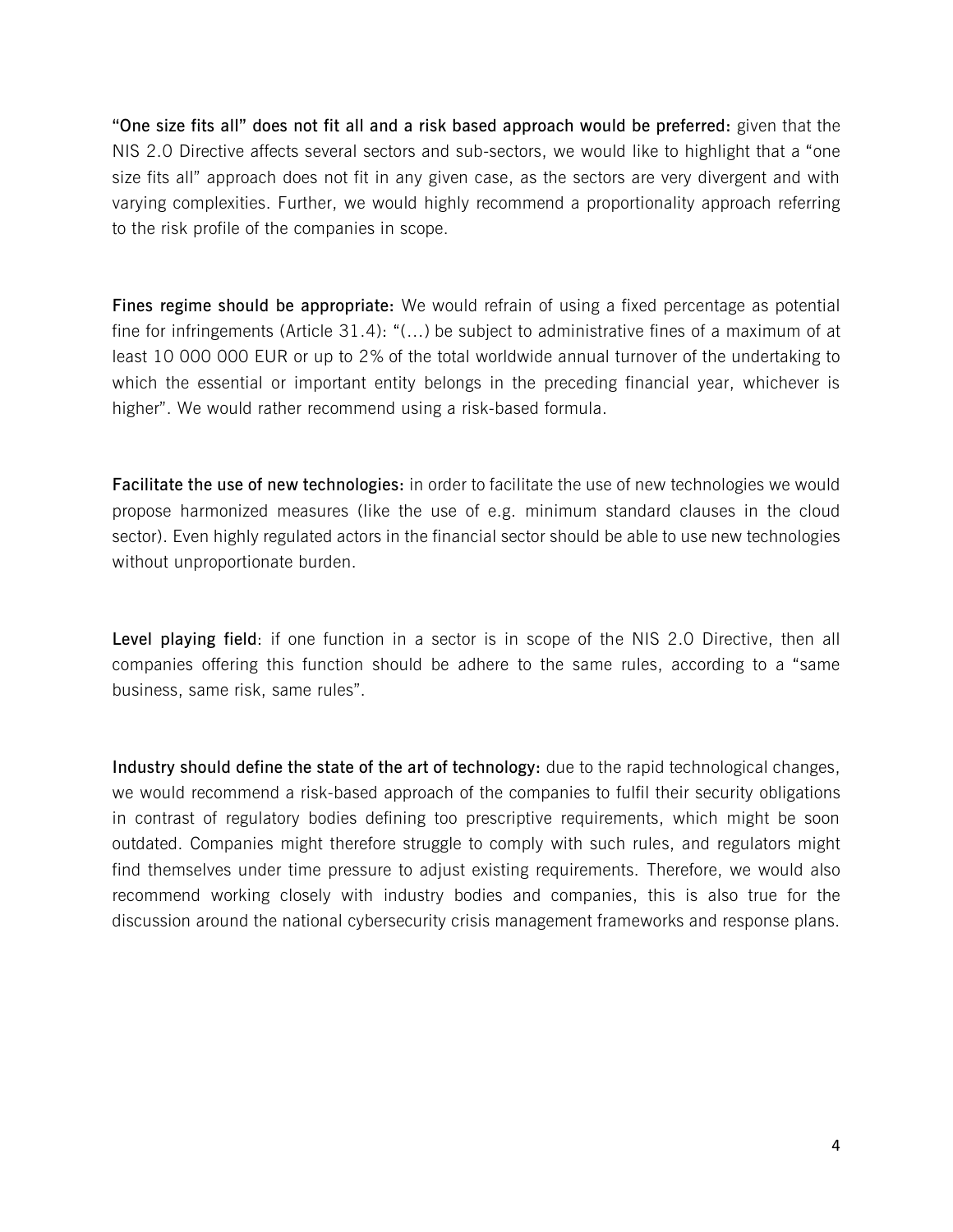**"One size fits all" does not fit all and a risk based approach would be preferred:** given that the NIS 2.0 Directive affects several sectors and sub-sectors, we would like to highlight that a "one size fits all" approach does not fit in any given case, as the sectors are very divergent and with varying complexities. Further, we would highly recommend a proportionality approach referring to the risk profile of the companies in scope.

**Fines regime should be appropriate:** We would refrain of using a fixed percentage as potential fine for infringements (Article 31.4): "(…) be subject to administrative fines of a maximum of at least 10 000 000 EUR or up to 2% of the total worldwide annual turnover of the undertaking to which the essential or important entity belongs in the preceding financial year, whichever is higher". We would rather recommend using a risk-based formula.

**Facilitate the use of new technologies:** in order to facilitate the use of new technologies we would propose harmonized measures (like the use of e.g. minimum standard clauses in the cloud sector). Even highly regulated actors in the financial sector should be able to use new technologies without unproportionate burden.

**Level playing field**: if one function in a sector is in scope of the NIS 2.0 Directive, then all companies offering this function should be adhere to the same rules, according to a "same business, same risk, same rules".

**Industry should define the state of the art of technology:** due to the rapid technological changes, we would recommend a risk-based approach of the companies to fulfil their security obligations in contrast of regulatory bodies defining too prescriptive requirements, which might be soon outdated. Companies might therefore struggle to comply with such rules, and regulators might find themselves under time pressure to adjust existing requirements. Therefore, we would also recommend working closely with industry bodies and companies, this is also true for the discussion around the national cybersecurity crisis management frameworks and response plans.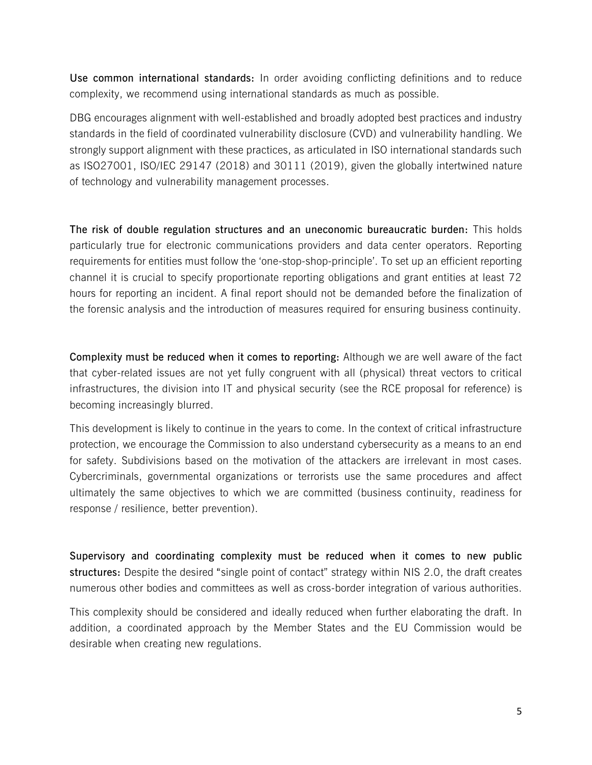**Use common international standards:** In order avoiding conflicting definitions and to reduce complexity, we recommend using international standards as much as possible.

DBG encourages alignment with well-established and broadly adopted best practices and industry standards in the field of coordinated vulnerability disclosure (CVD) and vulnerability handling. We strongly support alignment with these practices, as articulated in ISO international standards such as ISO27001, ISO/IEC 29147 (2018) and 30111 (2019), given the globally intertwined nature of technology and vulnerability management processes.

**The risk of double regulation structures and an uneconomic bureaucratic burden:** This holds particularly true for electronic communications providers and data center operators. Reporting requirements for entities must follow the 'one-stop-shop-principle'. To set up an efficient reporting channel it is crucial to specify proportionate reporting obligations and grant entities at least 72 hours for reporting an incident. A final report should not be demanded before the finalization of the forensic analysis and the introduction of measures required for ensuring business continuity.

**Complexity must be reduced when it comes to reporting:** Although we are well aware of the fact that cyber-related issues are not yet fully congruent with all (physical) threat vectors to critical infrastructures, the division into IT and physical security (see the RCE proposal for reference) is becoming increasingly blurred.

This development is likely to continue in the years to come. In the context of critical infrastructure protection, we encourage the Commission to also understand cybersecurity as a means to an end for safety. Subdivisions based on the motivation of the attackers are irrelevant in most cases. Cybercriminals, governmental organizations or terrorists use the same procedures and affect ultimately the same objectives to which we are committed (business continuity, readiness for response / resilience, better prevention).

**Supervisory and coordinating complexity must be reduced when it comes to new public structures:** Despite the desired "single point of contact" strategy within NIS 2.0, the draft creates numerous other bodies and committees as well as cross-border integration of various authorities.

This complexity should be considered and ideally reduced when further elaborating the draft. In addition, a coordinated approach by the Member States and the EU Commission would be desirable when creating new regulations.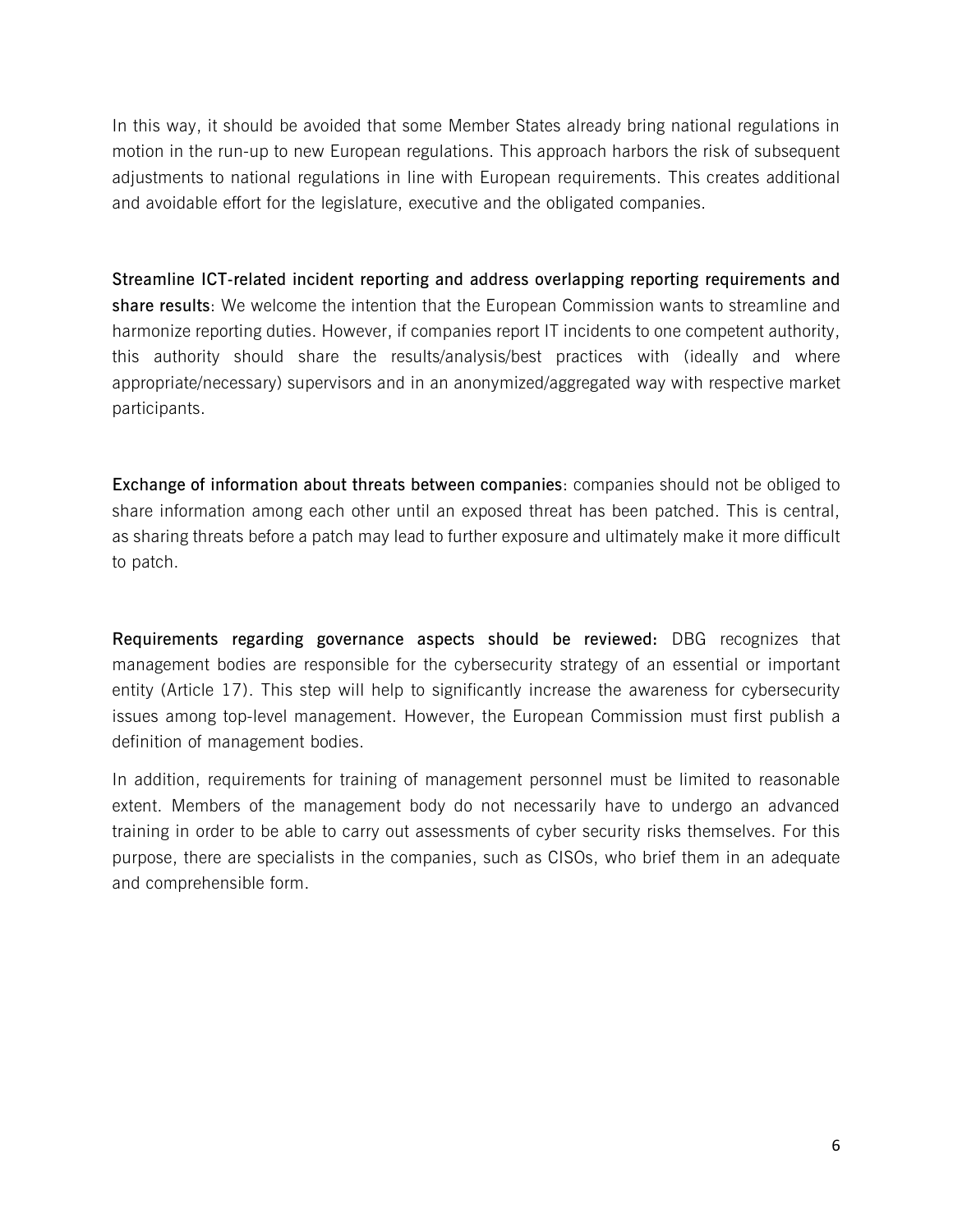In this way, it should be avoided that some Member States already bring national regulations in motion in the run-up to new European regulations. This approach harbors the risk of subsequent adjustments to national regulations in line with European requirements. This creates additional and avoidable effort for the legislature, executive and the obligated companies.

**Streamline ICT-related incident reporting and address overlapping reporting requirements and share results**: We welcome the intention that the European Commission wants to streamline and harmonize reporting duties. However, if companies report IT incidents to one competent authority, this authority should share the results/analysis/best practices with (ideally and where appropriate/necessary) supervisors and in an anonymized/aggregated way with respective market participants.

**Exchange of information about threats between companies**: companies should not be obliged to share information among each other until an exposed threat has been patched. This is central, as sharing threats before a patch may lead to further exposure and ultimately make it more difficult to patch.

**Requirements regarding governance aspects should be reviewed:** DBG recognizes that management bodies are responsible for the cybersecurity strategy of an essential or important entity (Article 17). This step will help to significantly increase the awareness for cybersecurity issues among top-level management. However, the European Commission must first publish a definition of management bodies.

In addition, requirements for training of management personnel must be limited to reasonable extent. Members of the management body do not necessarily have to undergo an advanced training in order to be able to carry out assessments of cyber security risks themselves. For this purpose, there are specialists in the companies, such as CISOs, who brief them in an adequate and comprehensible form.